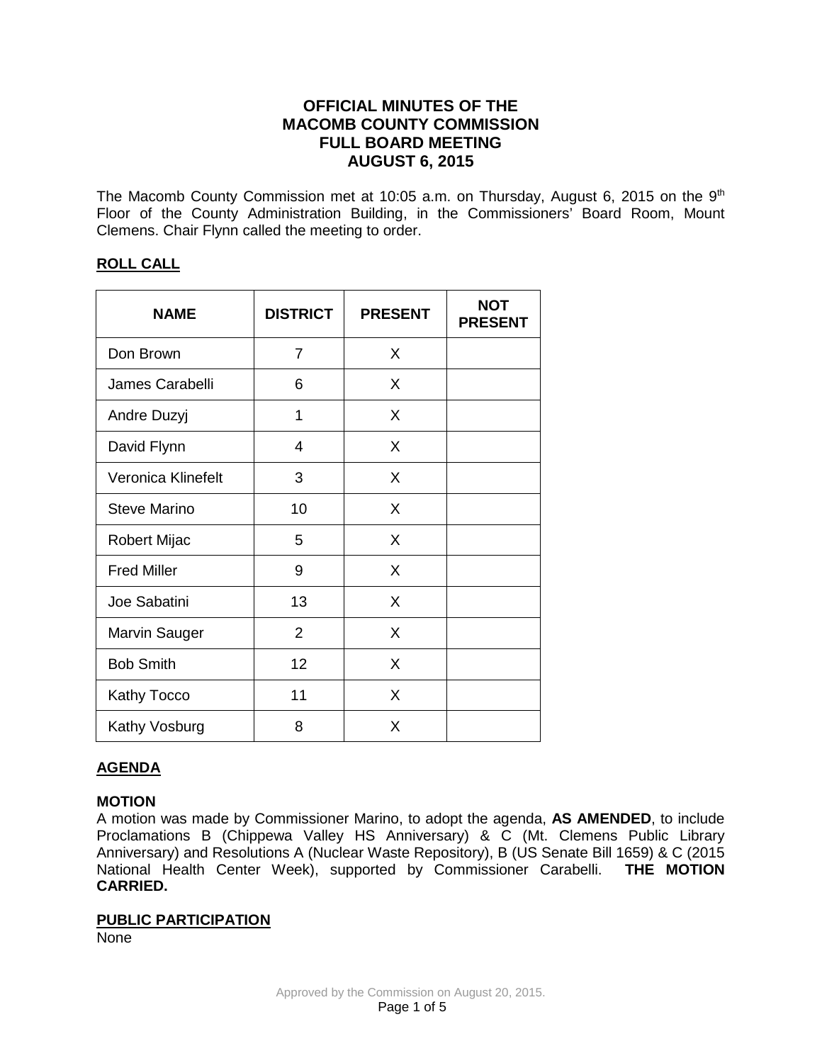# OFFICIAL MINUTES OF THE MACOMB COUNTY COMMISSION FULL BOARD MEETING AUGUST 6, 2015

The Macomb County Commission met at 10:05 a.m. on Thursday, August 6, 2015 on the 9th Floor of the County Administration Building, in the Commissioners' Board Room, Mount Clemens. Chair Flynn called the meeting to order.

## ROLL CALL

| NAME | DISTRICT | PRESENT | NOT PRESENT |
|---|---|---|---|
| Don Brown | 7 | X | |
| James Carabelli | 6 | X | |
| Andre Duzyj | 1 | X | |
| David Flynn | 4 | X | |
| Veronica Klinefelt | 3 | X | |
| Steve Marino | 10 | X | |
| Robert Mijac | 5 | X | |
| Fred Miller | 9 | X | |
| Joe Sabatini | 13 | X | |
| Marvin Sauger | 2 | X | |
| Bob Smith | 12 | X | |
| Kathy Tocco | 11 | X | |
| Kathy Vosburg | 8 | X | |

## AGENDA

### MOTION

A motion was made by Commissioner Marino, to adopt the agenda, **AS AMENDED**, to include Proclamations B (Chippewa Valley HS Anniversary) & C (Mt. Clemens Public Library Anniversary) and Resolutions A (Nuclear Waste Repository), B (US Senate Bill 1659) & C (2015 National Health Center Week), supported by Commissioner Carabelli. **THE MOTION CARRIED.**

## PUBLIC PARTICIPATION

None

Approved by the Commission on August 20, 2015.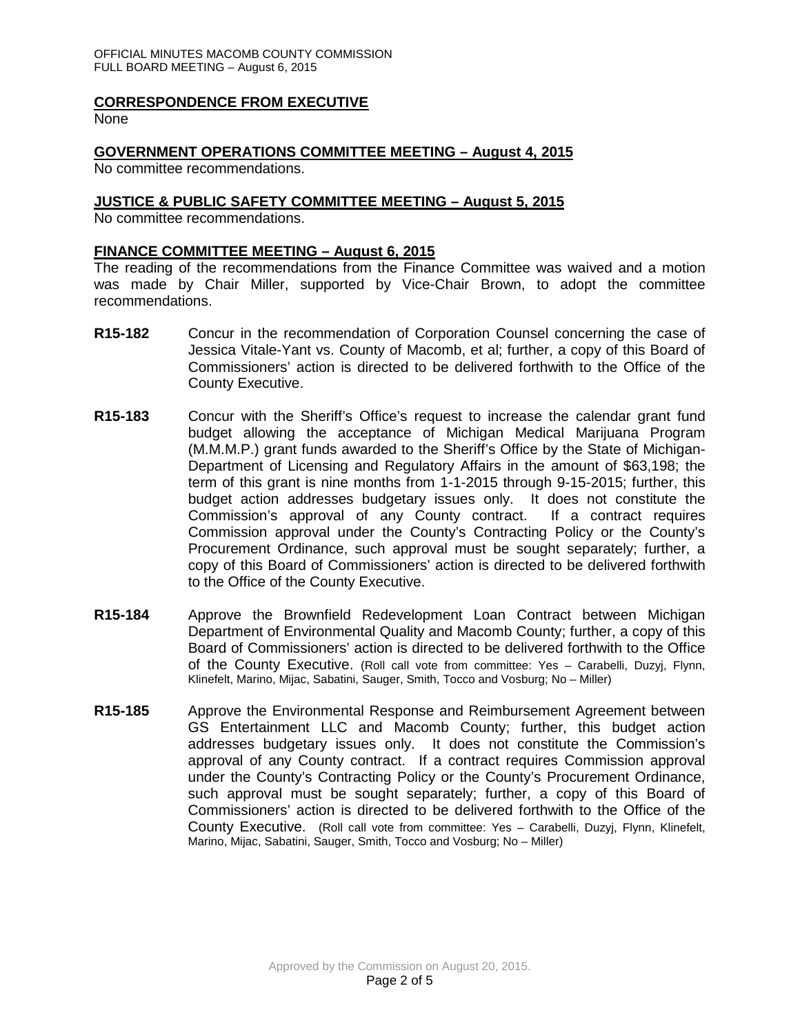## CORRESPONDENCE FROM EXECUTIVE

None

## GOVERNMENT OPERATIONS COMMITTEE MEETING – August 4, 2015

No committee recommendations.

## JUSTICE & PUBLIC SAFETY COMMITTEE MEETING – August 5, 2015

No committee recommendations.

## FINANCE COMMITTEE MEETING – August 6, 2015

The reading of the recommendations from the Finance Committee was waived and a motion was made by Chair Miller, supported by Vice-Chair Brown, to adopt the committee recommendations.

**R15-182** Concur in the recommendation of Corporation Counsel concerning the case of Jessica Vitale-Yant vs. County of Macomb, et al; further, a copy of this Board of Commissioners' action is directed to be delivered forthwith to the Office of the County Executive.

**R15-183** Concur with the Sheriff's Office's request to increase the calendar grant fund budget allowing the acceptance of Michigan Medical Marijuana Program (M.M.M.P.) grant funds awarded to the Sheriff's Office by the State of Michigan-Department of Licensing and Regulatory Affairs in the amount of $63,198; the term of this grant is nine months from 1-1-2015 through 9-15-2015; further, this budget action addresses budgetary issues only. It does not constitute the Commission's approval of any County contract. If a contract requires Commission approval under the County's Contracting Policy or the County's Procurement Ordinance, such approval must be sought separately; further, a copy of this Board of Commissioners' action is directed to be delivered forthwith to the Office of the County Executive.

**R15-184** Approve the Brownfield Redevelopment Loan Contract between Michigan Department of Environmental Quality and Macomb County; further, a copy of this Board of Commissioners' action is directed to be delivered forthwith to the Office of the County Executive. (Roll call vote from committee: Yes – Carabelli, Duzyj, Flynn, Klinefelt, Marino, Mijac, Sabatini, Sauger, Smith, Tocco and Vosburg; No – Miller)

**R15-185** Approve the Environmental Response and Reimbursement Agreement between GS Entertainment LLC and Macomb County; further, this budget action addresses budgetary issues only. It does not constitute the Commission's approval of any County contract. If a contract requires Commission approval under the County's Contracting Policy or the County's Procurement Ordinance, such approval must be sought separately; further, a copy of this Board of Commissioners' action is directed to be delivered forthwith to the Office of the County Executive. (Roll call vote from committee: Yes – Carabelli, Duzyj, Flynn, Klinefelt, Marino, Mijac, Sabatini, Sauger, Smith, Tocco and Vosburg; No – Miller)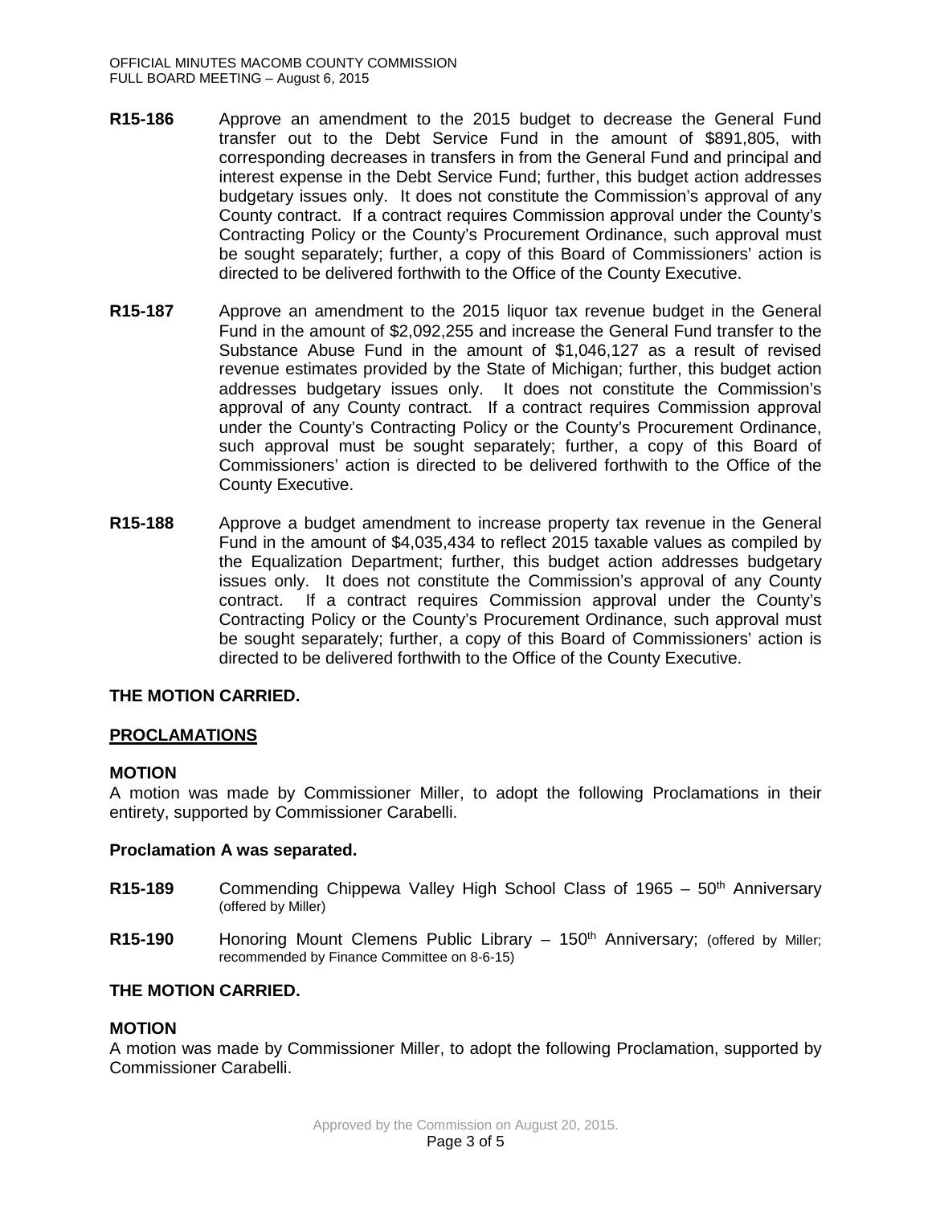**R15-186** Approve an amendment to the 2015 budget to decrease the General Fund transfer out to the Debt Service Fund in the amount of $891,805, with corresponding decreases in transfers in from the General Fund and principal and interest expense in the Debt Service Fund; further, this budget action addresses budgetary issues only. It does not constitute the Commission's approval of any County contract. If a contract requires Commission approval under the County's Contracting Policy or the County's Procurement Ordinance, such approval must be sought separately; further, a copy of this Board of Commissioners' action is directed to be delivered forthwith to the Office of the County Executive.

**R15-187** Approve an amendment to the 2015 liquor tax revenue budget in the General Fund in the amount of $2,092,255 and increase the General Fund transfer to the Substance Abuse Fund in the amount of $1,046,127 as a result of revised revenue estimates provided by the State of Michigan; further, this budget action addresses budgetary issues only. It does not constitute the Commission's approval of any County contract. If a contract requires Commission approval under the County's Contracting Policy or the County's Procurement Ordinance, such approval must be sought separately; further, a copy of this Board of Commissioners' action is directed to be delivered forthwith to the Office of the County Executive.

**R15-188** Approve a budget amendment to increase property tax revenue in the General Fund in the amount of $4,035,434 to reflect 2015 taxable values as compiled by the Equalization Department; further, this budget action addresses budgetary issues only. It does not constitute the Commission's approval of any County contract. If a contract requires Commission approval under the County's Contracting Policy or the County's Procurement Ordinance, such approval must be sought separately; further, a copy of this Board of Commissioners' action is directed to be delivered forthwith to the Office of the County Executive.

**THE MOTION CARRIED.**

**PROCLAMATIONS**

**MOTION**

A motion was made by Commissioner Miller, to adopt the following Proclamations in their entirety, supported by Commissioner Carabelli.

**Proclamation A was separated.**

**R15-189** Commending Chippewa Valley High School Class of 1965 – 50th Anniversary (offered by Miller)

**R15-190** Honoring Mount Clemens Public Library – 150th Anniversary; (offered by Miller; recommended by Finance Committee on 8-6-15)

**THE MOTION CARRIED.**

**MOTION**

A motion was made by Commissioner Miller, to adopt the following Proclamation, supported by Commissioner Carabelli.

Approved by the Commission on August 20, 2015.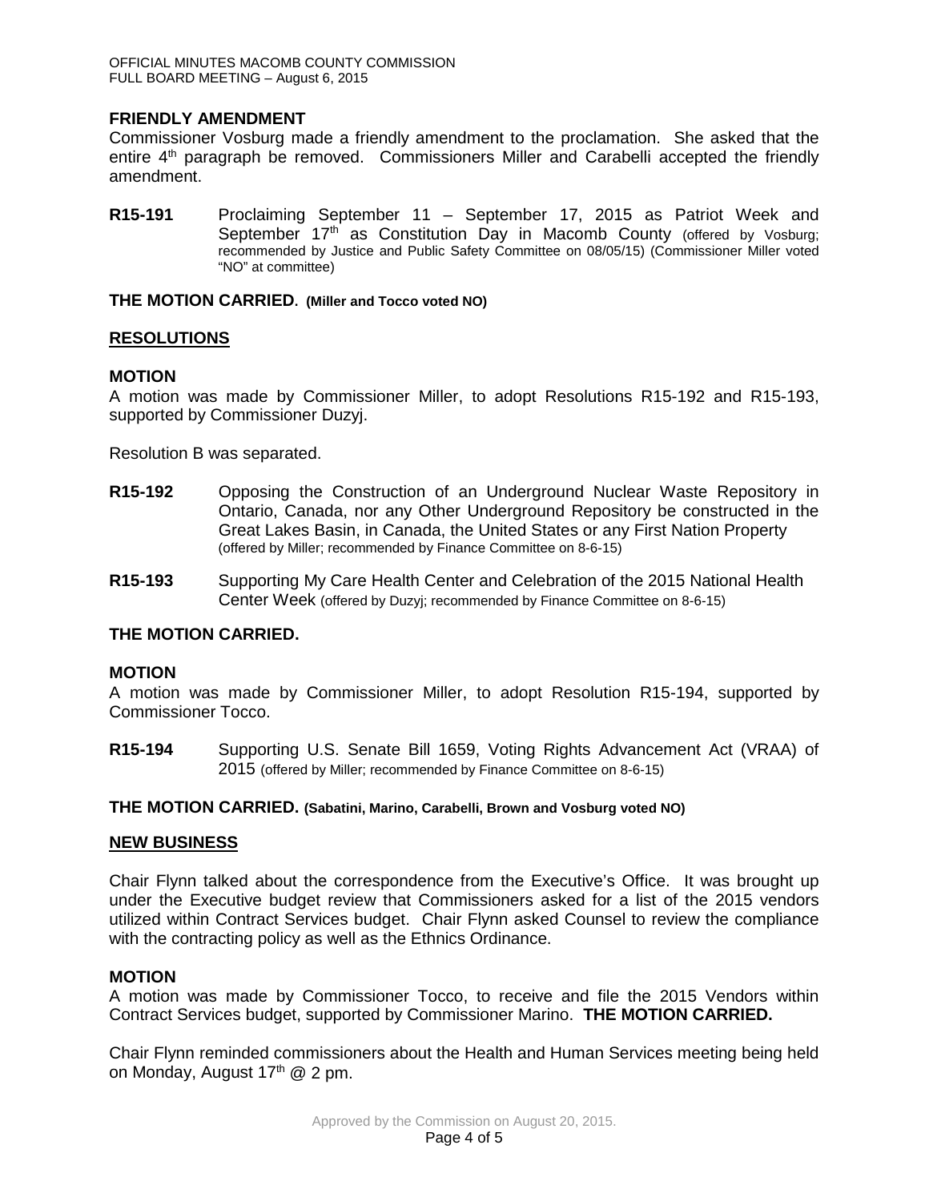**FRIENDLY AMENDMENT**

Commissioner Vosburg made a friendly amendment to the proclamation. She asked that the entire 4th paragraph be removed. Commissioners Miller and Carabelli accepted the friendly amendment.

**R15-191** Proclaiming September 11 – September 17, 2015 as Patriot Week and September 17th as Constitution Day in Macomb County (offered by Vosburg; recommended by Justice and Public Safety Committee on 08/05/15) (Commissioner Miller voted "NO" at committee)

**THE MOTION CARRIED. (Miller and Tocco voted NO)**

**RESOLUTIONS**

**MOTION**

A motion was made by Commissioner Miller, to adopt Resolutions R15-192 and R15-193, supported by Commissioner Duzyj.

Resolution B was separated.

**R15-192** Opposing the Construction of an Underground Nuclear Waste Repository in Ontario, Canada, nor any Other Underground Repository be constructed in the Great Lakes Basin, in Canada, the United States or any First Nation Property (offered by Miller; recommended by Finance Committee on 8-6-15)

**R15-193** Supporting My Care Health Center and Celebration of the 2015 National Health Center Week (offered by Duzyj; recommended by Finance Committee on 8-6-15)

**THE MOTION CARRIED.**

**MOTION**

A motion was made by Commissioner Miller, to adopt Resolution R15-194, supported by Commissioner Tocco.

**R15-194** Supporting U.S. Senate Bill 1659, Voting Rights Advancement Act (VRAA) of 2015 (offered by Miller; recommended by Finance Committee on 8-6-15)

**THE MOTION CARRIED. (Sabatini, Marino, Carabelli, Brown and Vosburg voted NO)**

**NEW BUSINESS**

Chair Flynn talked about the correspondence from the Executive's Office. It was brought up under the Executive budget review that Commissioners asked for a list of the 2015 vendors utilized within Contract Services budget. Chair Flynn asked Counsel to review the compliance with the contracting policy as well as the Ethnics Ordinance.

**MOTION**

A motion was made by Commissioner Tocco, to receive and file the 2015 Vendors within Contract Services budget, supported by Commissioner Marino. **THE MOTION CARRIED.**

Chair Flynn reminded commissioners about the Health and Human Services meeting being held on Monday, August 17th @ 2 pm.

Approved by the Commission on August 20, 2015.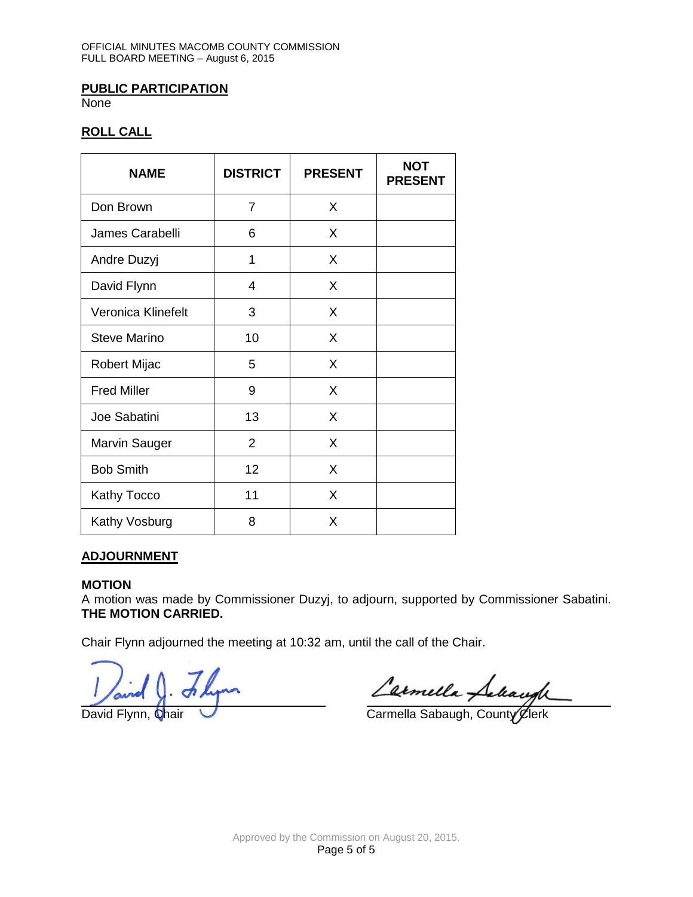## PUBLIC PARTICIPATION

None

## ROLL CALL

| NAME | DISTRICT | PRESENT | NOT PRESENT |
|---|---|---|---|
| Don Brown | 7 | X | |
| James Carabelli | 6 | X | |
| Andre Duzyj | 1 | X | |
| David Flynn | 4 | X | |
| Veronica Klinefelt | 3 | X | |
| Steve Marino | 10 | X | |
| Robert Mijac | 5 | X | |
| Fred Miller | 9 | X | |
| Joe Sabatini | 13 | X | |
| Marvin Sauger | 2 | X | |
| Bob Smith | 12 | X | |
| Kathy Tocco | 11 | X | |
| Kathy Vosburg | 8 | X | |

## ADJOURNMENT

**MOTION**

A motion was made by Commissioner Duzyj, to adjourn, supported by Commissioner Sabatini. **THE MOTION CARRIED.**

Chair Flynn adjourned the meeting at 10:32 am, until the call of the Chair.

David Flynn, Chair

Carmella Sabaugh, County Clerk

Approved by the Commission on August 20, 2015.